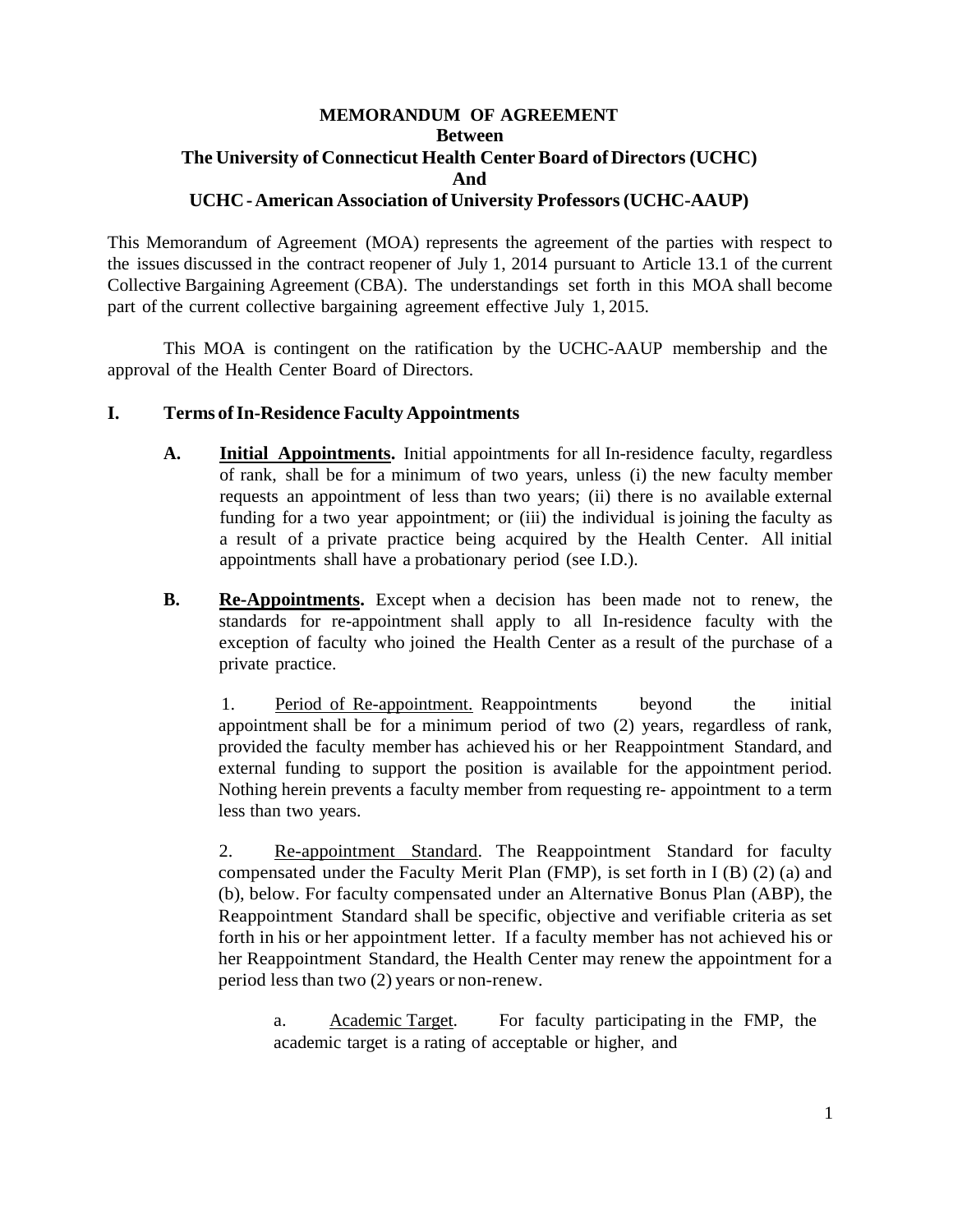**MEMORANDUM OF AGREEMENT**
**Between**
**The University of Connecticut Health Center Board of Directors (UCHC)**
**And**
**UCHC - American Association of University Professors (UCHC-AAUP)**

This Memorandum of Agreement (MOA) represents the agreement of the parties with respect to the issues discussed in the contract reopener of July 1, 2014 pursuant to Article 13.1 of the current Collective Bargaining Agreement (CBA). The understandings set forth in this MOA shall become part of the current collective bargaining agreement effective July 1, 2015.

This MOA is contingent on the ratification by the UCHC-AAUP membership and the approval of the Health Center Board of Directors.

## I. Terms of In-Residence Faculty Appointments

**A. <u>Initial Appointments</u>.** Initial appointments for all In-residence faculty, regardless of rank, shall be for a minimum of two years, unless (i) the new faculty member requests an appointment of less than two years; (ii) there is no available external funding for a two year appointment; or (iii) the individual is joining the faculty as a result of a private practice being acquired by the Health Center. All initial appointments shall have a probationary period (see I.D.).

**B. <u>Re-Appointments</u>.** Except when a decision has been made not to renew, the standards for re-appointment shall apply to all In-residence faculty with the exception of faculty who joined the Health Center as a result of the purchase of a private practice.

1. <u>Period of Re-appointment.</u> Reappointments beyond the initial appointment shall be for a minimum period of two (2) years, regardless of rank, provided the faculty member has achieved his or her Reappointment Standard, and external funding to support the position is available for the appointment period. Nothing herein prevents a faculty member from requesting re- appointment to a term less than two years.

2. <u>Re-appointment Standard</u>. The Reappointment Standard for faculty compensated under the Faculty Merit Plan (FMP), is set forth in I (B) (2) (a) and (b), below. For faculty compensated under an Alternative Bonus Plan (ABP), the Reappointment Standard shall be specific, objective and verifiable criteria as set forth in his or her appointment letter. If a faculty member has not achieved his or her Reappointment Standard, the Health Center may renew the appointment for a period less than two (2) years or non-renew.

a. <u>Academic Target</u>. For faculty participating in the FMP, the academic target is a rating of acceptable or higher, and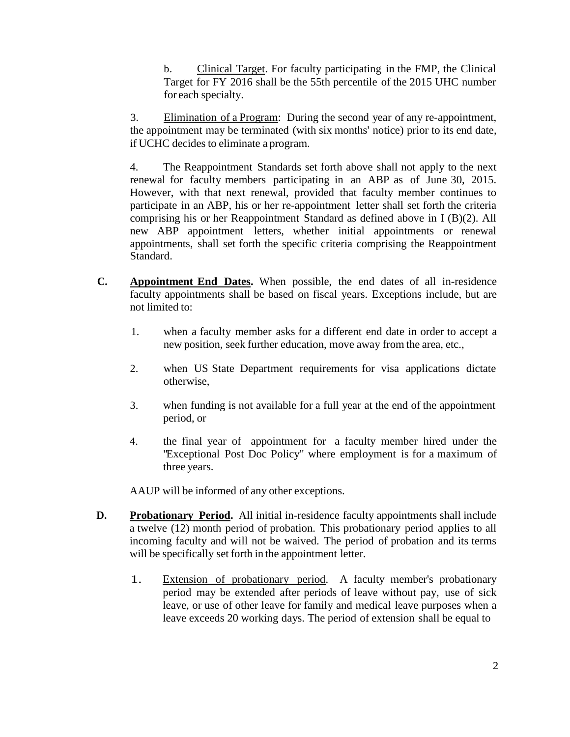b. Clinical Target. For faculty participating in the FMP, the Clinical Target for FY 2016 shall be the 55th percentile of the 2015 UHC number for each specialty.

3. Elimination of a Program: During the second year of any re-appointment, the appointment may be terminated (with six months' notice) prior to its end date, if UCHC decides to eliminate a program.

4. The Reappointment Standards set forth above shall not apply to the next renewal for faculty members participating in an ABP as of June 30, 2015. However, with that next renewal, provided that faculty member continues to participate in an ABP, his or her re-appointment letter shall set forth the criteria comprising his or her Reappointment Standard as defined above in I (B)(2). All new ABP appointment letters, whether initial appointments or renewal appointments, shall set forth the specific criteria comprising the Reappointment Standard.

**C. Appointment End Dates.** When possible, the end dates of all in-residence faculty appointments shall be based on fiscal years. Exceptions include, but are not limited to:

1. when a faculty member asks for a different end date in order to accept a new position, seek further education, move away from the area, etc.,
2. when US State Department requirements for visa applications dictate otherwise,
3. when funding is not available for a full year at the end of the appointment period, or
4. the final year of appointment for a faculty member hired under the "Exceptional Post Doc Policy" where employment is for a maximum of three years.

AAUP will be informed of any other exceptions.

**D. Probationary Period.** All initial in-residence faculty appointments shall include a twelve (12) month period of probation. This probationary period applies to all incoming faculty and will not be waived. The period of probation and its terms will be specifically set forth in the appointment letter.

1. Extension of probationary period. A faculty member's probationary period may be extended after periods of leave without pay, use of sick leave, or use of other leave for family and medical leave purposes when a leave exceeds 20 working days. The period of extension shall be equal to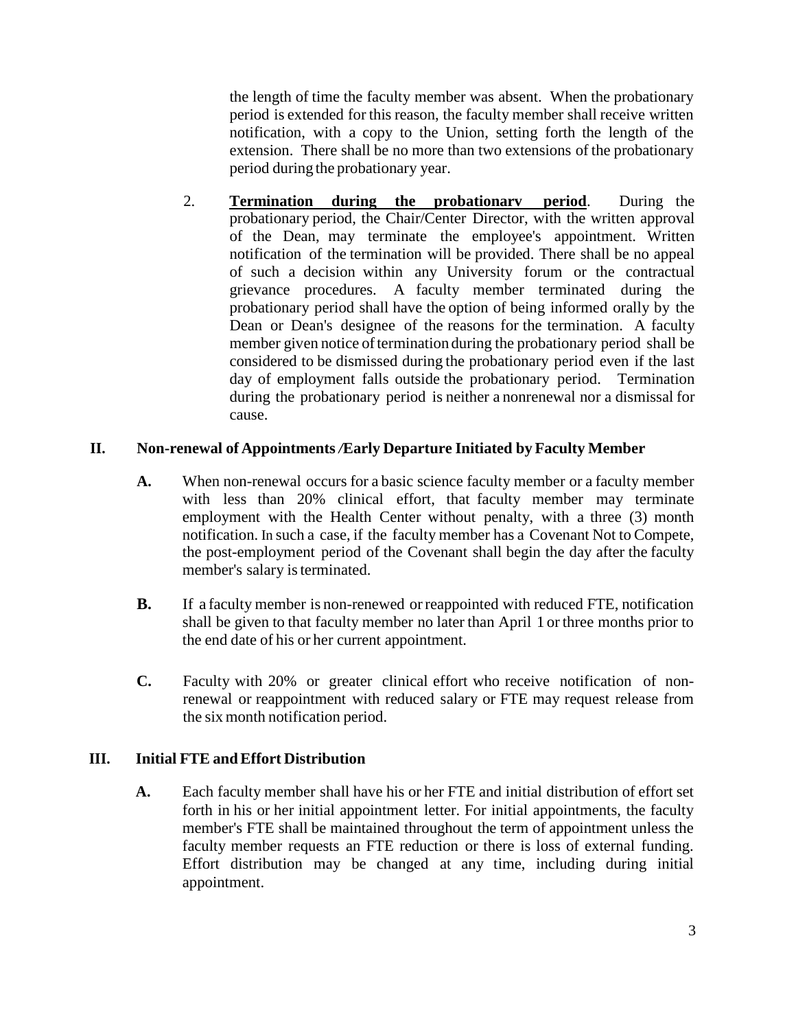the length of time the faculty member was absent. When the probationary period is extended for this reason, the faculty member shall receive written notification, with a copy to the Union, setting forth the length of the extension. There shall be no more than two extensions of the probationary period during the probationary year.

2. **Termination during the probationarv period**. During the probationary period, the Chair/Center Director, with the written approval of the Dean, may terminate the employee's appointment. Written notification of the termination will be provided. There shall be no appeal of such a decision within any University forum or the contractual grievance procedures. A faculty member terminated during the probationary period shall have the option of being informed orally by the Dean or Dean's designee of the reasons for the termination. A faculty member given notice of termination during the probationary period shall be considered to be dismissed during the probationary period even if the last day of employment falls outside the probationary period. Termination during the probationary period is neither a nonrenewal nor a dismissal for cause.

## II. Non-renewal of Appointments /Early Departure Initiated by Faculty Member

**A.** When non-renewal occurs for a basic science faculty member or a faculty member with less than 20% clinical effort, that faculty member may terminate employment with the Health Center without penalty, with a three (3) month notification. In such a case, if the faculty member has a Covenant Not to Compete, the post-employment period of the Covenant shall begin the day after the faculty member's salary is terminated.

**B.** If a faculty member is non-renewed or reappointed with reduced FTE, notification shall be given to that faculty member no later than April 1 or three months prior to the end date of his or her current appointment.

**C.** Faculty with 20% or greater clinical effort who receive notification of non-renewal or reappointment with reduced salary or FTE may request release from the six month notification period.

## III. Initial FTE and Effort Distribution

**A.** Each faculty member shall have his or her FTE and initial distribution of effort set forth in his or her initial appointment letter. For initial appointments, the faculty member's FTE shall be maintained throughout the term of appointment unless the faculty member requests an FTE reduction or there is loss of external funding. Effort distribution may be changed at any time, including during initial appointment.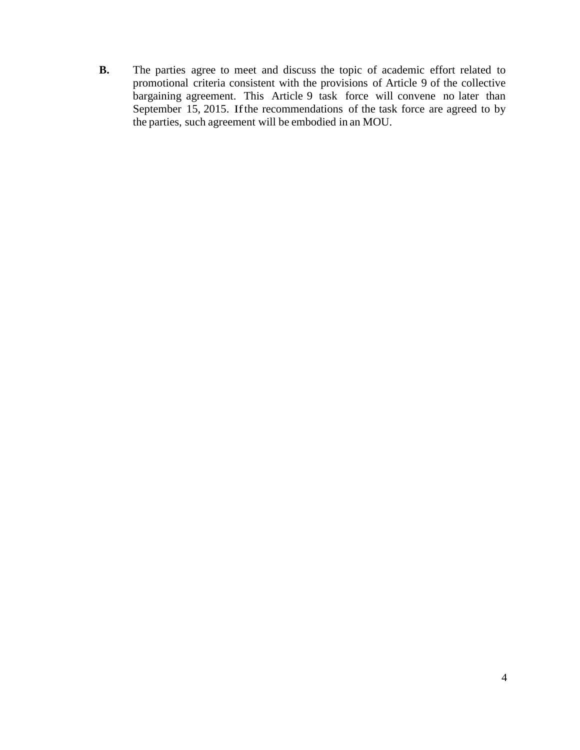**B.** The parties agree to meet and discuss the topic of academic effort related to promotional criteria consistent with the provisions of Article 9 of the collective bargaining agreement. This Article 9 task force will convene no later than September 15, 2015. If the recommendations of the task force are agreed to by the parties, such agreement will be embodied in an MOU.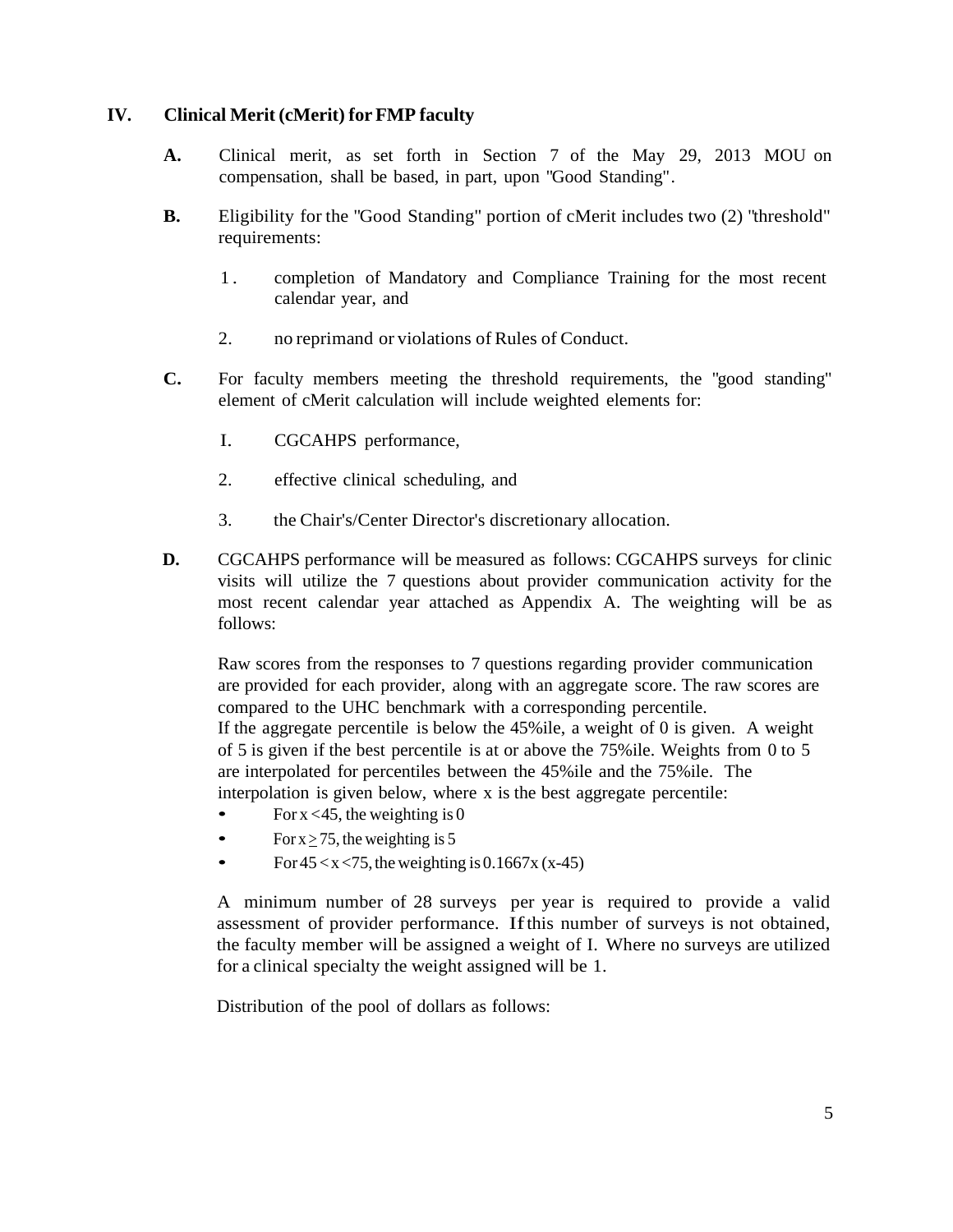## IV. Clinical Merit (cMerit) for FMP faculty

**A.** Clinical merit, as set forth in Section 7 of the May 29, 2013 MOU on compensation, shall be based, in part, upon "Good Standing".

**B.** Eligibility for the "Good Standing" portion of cMerit includes two (2) "threshold" requirements:

1. completion of Mandatory and Compliance Training for the most recent calendar year, and
2. no reprimand or violations of Rules of Conduct.

**C.** For faculty members meeting the threshold requirements, the "good standing" element of cMerit calculation will include weighted elements for:

I. CGCAHPS performance,

2. effective clinical scheduling, and

3. the Chair's/Center Director's discretionary allocation.

**D.** CGCAHPS performance will be measured as follows: CGCAHPS surveys for clinic visits will utilize the 7 questions about provider communication activity for the most recent calendar year attached as Appendix A. The weighting will be as follows:

Raw scores from the responses to 7 questions regarding provider communication are provided for each provider, along with an aggregate score. The raw scores are compared to the UHC benchmark with a corresponding percentile. If the aggregate percentile is below the 45%ile, a weight of 0 is given. A weight of 5 is given if the best percentile is at or above the 75%ile. Weights from 0 to 5 are interpolated for percentiles between the 45%ile and the 75%ile. The interpolation is given below, where x is the best aggregate percentile:

- For $x < 45$, the weighting is 0
- For $x \geq 75$, the weighting is 5
- For $45 < x < 75$, the weighting is $0.1667x\ (x-45)$

A minimum number of 28 surveys per year is required to provide a valid assessment of provider performance. If this number of surveys is not obtained, the faculty member will be assigned a weight of I. Where no surveys are utilized for a clinical specialty the weight assigned will be 1.

Distribution of the pool of dollars as follows: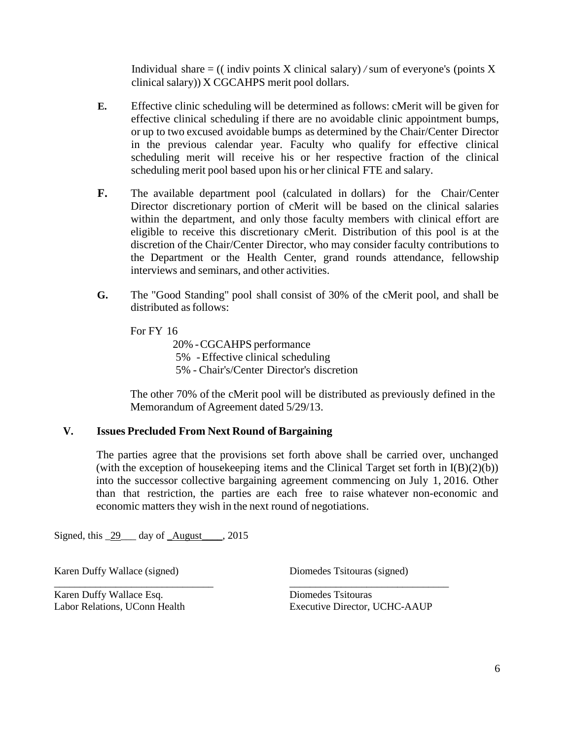Individual share = (( indiv points X clinical salary) ⁄ sum of everyone's (points X clinical salary)) X CGCAHPS merit pool dollars.

**E.** Effective clinic scheduling will be determined as follows: cMerit will be given for effective clinical scheduling if there are no avoidable clinic appointment bumps, or up to two excused avoidable bumps as determined by the Chair/Center Director in the previous calendar year. Faculty who qualify for effective clinical scheduling merit will receive his or her respective fraction of the clinical scheduling merit pool based upon his or her clinical FTE and salary.

**F.** The available department pool (calculated in dollars) for the Chair/Center Director discretionary portion of cMerit will be based on the clinical salaries within the department, and only those faculty members with clinical effort are eligible to receive this discretionary cMerit. Distribution of this pool is at the discretion of the Chair/Center Director, who may consider faculty contributions to the Department or the Health Center, grand rounds attendance, fellowship interviews and seminars, and other activities.

**G.** The "Good Standing" pool shall consist of 30% of the cMerit pool, and shall be distributed as follows:

For FY 16

20% - CGCAHPS performance
5% - Effective clinical scheduling
5% - Chair's/Center Director's discretion

The other 70% of the cMerit pool will be distributed as previously defined in the Memorandum of Agreement dated 5/29/13.

## V. Issues Precluded From Next Round of Bargaining

The parties agree that the provisions set forth above shall be carried over, unchanged (with the exception of housekeeping items and the Clinical Target set forth in I(B)(2)(b)) into the successor collective bargaining agreement commencing on July 1, 2016. Other than that restriction, the parties are each free to raise whatever non-economic and economic matters they wish in the next round of negotiations.

Signed, this 29 day of August, 2015

Karen Duffy Wallace (signed)
Karen Duffy Wallace Esq.
Labor Relations, UConn Health

Diomedes Tsitouras (signed)
Diomedes Tsitouras
Executive Director, UCHC-AAUP